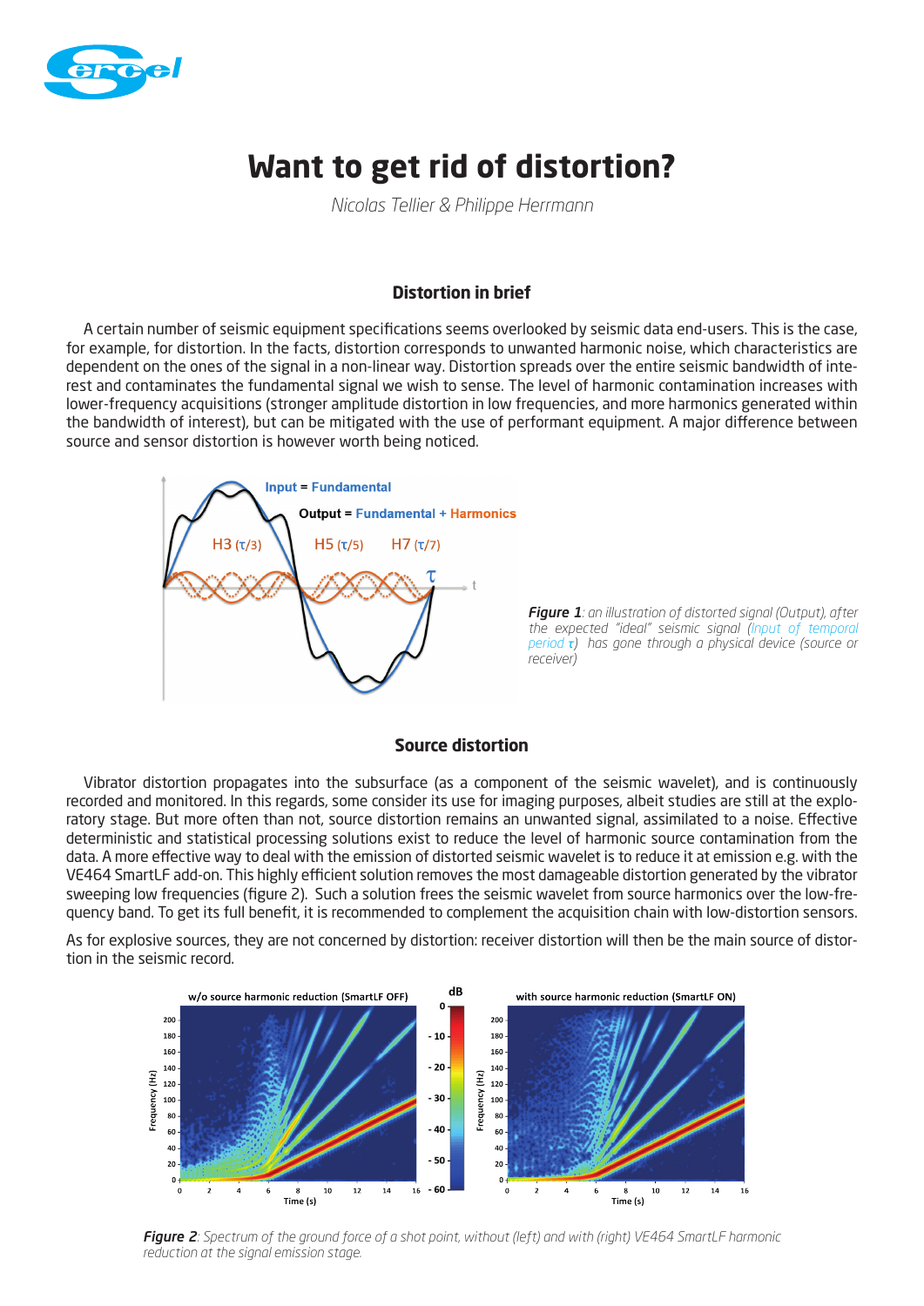# Want to get rid of distortion?

*Nicolas Tellier & Philippe Herrmann*

## Distortion in brief

A certain number of seismic equipment specifications seems overlooked by seismic data end-users. This is the case, for example, for distortion. In the facts, distortion corresponds to unwanted harmonic noise, which characteristics are dependent on the ones of the signal in a non-linear way. Distortion spreads over the entire seismic bandwidth of interest and contaminates the fundamental signal we wish to sense. The level of harmonic contamination increases with lower-frequency acquisitions (stronger amplitude distortion in low frequencies, and more harmonics generated within the bandwidth of interest), but can be mitigated with the use of performant equipment. A major difference between source and sensor distortion is however worth being noticed.

***Figure 1**: an illustration of distorted signal (Output), after the expected "ideal" seismic signal (Input of temporal period τ) has gone through a physical device (source or receiver)*

## Source distortion

Vibrator distortion propagates into the subsurface (as a component of the seismic wavelet), and is continuously recorded and monitored. In this regards, some consider its use for imaging purposes, albeit studies are still at the exploratory stage. But more often than not, source distortion remains an unwanted signal, assimilated to a noise. Effective deterministic and statistical processing solutions exist to reduce the level of harmonic source contamination from the data. A more effective way to deal with the emission of distorted seismic wavelet is to reduce it at emission e.g. with the VE464 SmartLF add-on. This highly efficient solution removes the most damageable distortion generated by the vibrator sweeping low frequencies (figure 2). Such a solution frees the seismic wavelet from source harmonics over the low-frequency band. To get its full benefit, it is recommended to complement the acquisition chain with low-distortion sensors.

As for explosive sources, they are not concerned by distortion: receiver distortion will then be the main source of distortion in the seismic record.

***Figure 2**: Spectrum of the ground force of a shot point, without (left) and with (right) VE464 SmartLF harmonic reduction at the signal emission stage.*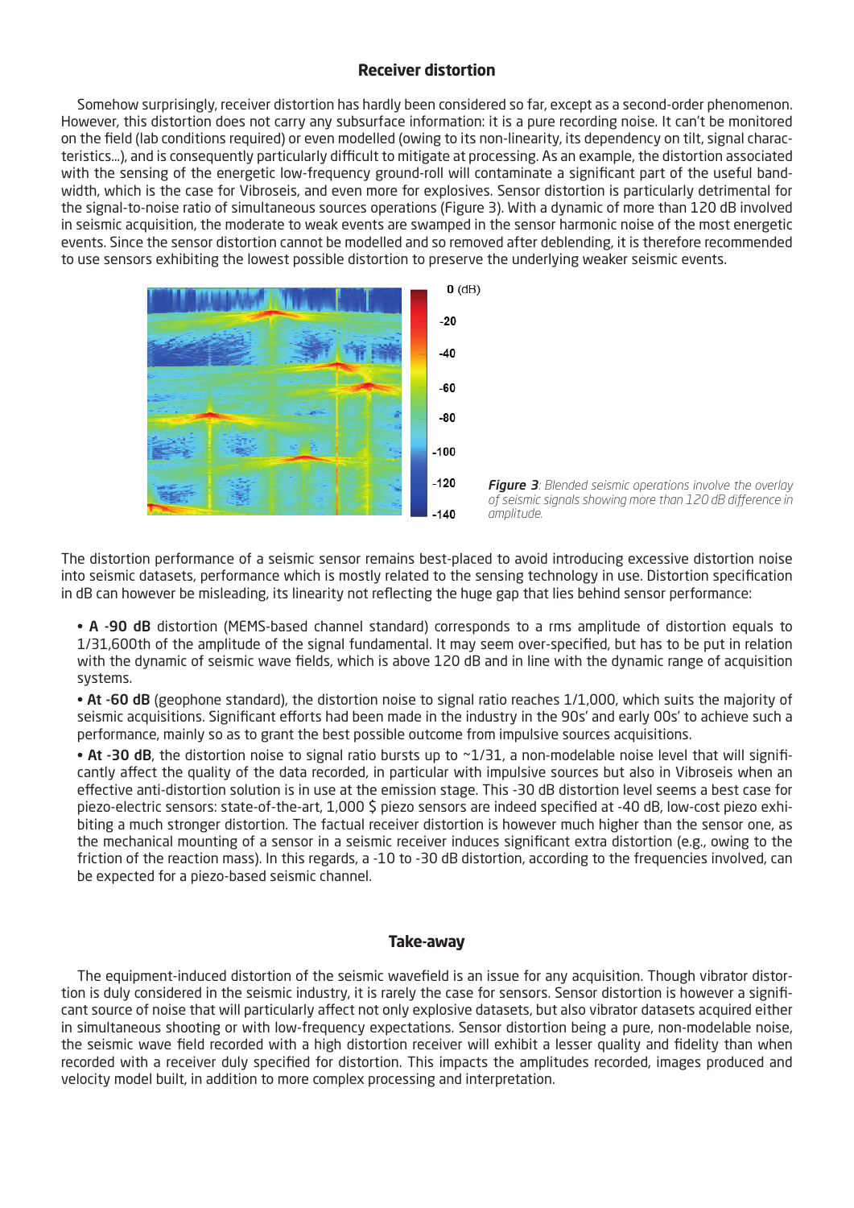## Receiver distortion

Somehow surprisingly, receiver distortion has hardly been considered so far, except as a second-order phenomenon. However, this distortion does not carry any subsurface information: it is a pure recording noise. It can't be monitored on the field (lab conditions required) or even modelled (owing to its non-linearity, its dependency on tilt, signal characteristics...), and is consequently particularly difficult to mitigate at processing. As an example, the distortion associated with the sensing of the energetic low-frequency ground-roll will contaminate a significant part of the useful bandwidth, which is the case for Vibroseis, and even more for explosives. Sensor distortion is particularly detrimental for the signal-to-noise ratio of simultaneous sources operations (Figure 3). With a dynamic of more than 120 dB involved in seismic acquisition, the moderate to weak events are swamped in the sensor harmonic noise of the most energetic events. Since the sensor distortion cannot be modelled and so removed after deblending, it is therefore recommended to use sensors exhibiting the lowest possible distortion to preserve the underlying weaker seismic events.

0 (dB)
-20
-40
-60
-80
-100
-120
-140

*Figure 3: Blended seismic operations involve the overlay of seismic signals showing more than 120 dB difference in amplitude.*

The distortion performance of a seismic sensor remains best-placed to avoid introducing excessive distortion noise into seismic datasets, performance which is mostly related to the sensing technology in use. Distortion specification in dB can however be misleading, its linearity not reflecting the huge gap that lies behind sensor performance:

- **A -90 dB** distortion (MEMS-based channel standard) corresponds to a rms amplitude of distortion equals to 1/31,600th of the amplitude of the signal fundamental. It may seem over-specified, but has to be put in relation with the dynamic of seismic wave fields, which is above 120 dB and in line with the dynamic range of acquisition systems.
- **At -60 dB** (geophone standard), the distortion noise to signal ratio reaches 1/1,000, which suits the majority of seismic acquisitions. Significant efforts had been made in the industry in the 90s' and early 00s' to achieve such a performance, mainly so as to grant the best possible outcome from impulsive sources acquisitions.
- **At -30 dB**, the distortion noise to signal ratio bursts up to ~1/31, a non-modelable noise level that will significantly affect the quality of the data recorded, in particular with impulsive sources but also in Vibroseis when an effective anti-distortion solution is in use at the emission stage. This -30 dB distortion level seems a best case for piezo-electric sensors: state-of-the-art, 1,000 $ piezo sensors are indeed specified at -40 dB, low-cost piezo exhibiting a much stronger distortion. The factual receiver distortion is however much higher than the sensor one, as the mechanical mounting of a sensor in a seismic receiver induces significant extra distortion (e.g., owing to the friction of the reaction mass). In this regards, a -10 to -30 dB distortion, according to the frequencies involved, can be expected for a piezo-based seismic channel.

## Take-away

The equipment-induced distortion of the seismic wavefield is an issue for any acquisition. Though vibrator distortion is duly considered in the seismic industry, it is rarely the case for sensors. Sensor distortion is however a significant source of noise that will particularly affect not only explosive datasets, but also vibrator datasets acquired either in simultaneous shooting or with low-frequency expectations. Sensor distortion being a pure, non-modelable noise, the seismic wave field recorded with a high distortion receiver will exhibit a lesser quality and fidelity than when recorded with a receiver duly specified for distortion. This impacts the amplitudes recorded, images produced and velocity model built, in addition to more complex processing and interpretation.